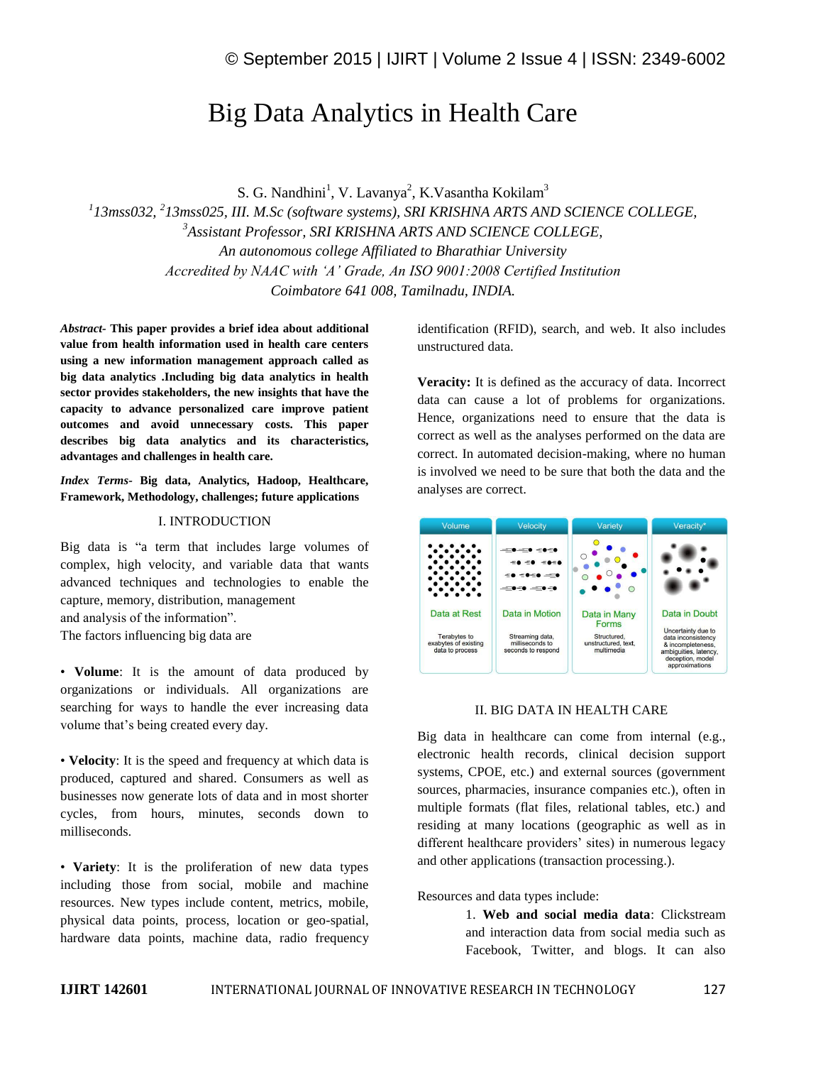# Big Data Analytics in Health Care

S. G. Nandhini[1], V. Lavanya[2], K.Vasantha Kokilam[3]

*[1]13mss032, [2]13mss025, III. M.Sc (software systems), SRI KRISHNA ARTS AND SCIENCE COLLEGE,*
*[3]Assistant Professor, SRI KRISHNA ARTS AND SCIENCE COLLEGE,*
*An autonomous college Affiliated to Bharathiar University*
*Accredited by NAAC with 'A' Grade, An ISO 9001:2008 Certified Institution*
*Coimbatore 641 008, Tamilnadu, INDIA.*

***Abstract*- This paper provides a brief idea about additional value from health information used in health care centers using a new information management approach called as big data analytics .Including big data analytics in health sector provides stakeholders, the new insights that have the capacity to advance personalized care improve patient outcomes and avoid unnecessary costs. This paper describes big data analytics and its characteristics, advantages and challenges in health care.**

***Index Terms*- Big data, Analytics, Hadoop, Healthcare, Framework, Methodology, challenges; future applications**

## I. INTRODUCTION

Big data is "a term that includes large volumes of complex, high velocity, and variable data that wants advanced techniques and technologies to enable the capture, memory, distribution, management
and analysis of the information".
The factors influencing big data are

• **Volume**: It is the amount of data produced by organizations or individuals. All organizations are searching for ways to handle the ever increasing data volume that's being created every day.

• **Velocity**: It is the speed and frequency at which data is produced, captured and shared. Consumers as well as businesses now generate lots of data and in most shorter cycles, from hours, minutes, seconds down to milliseconds.

• **Variety**: It is the proliferation of new data types including those from social, mobile and machine resources. New types include content, metrics, mobile, physical data points, process, location or geo-spatial, hardware data points, machine data, radio frequency identification (RFID), search, and web. It also includes unstructured data.

**Veracity:** It is defined as the accuracy of data. Incorrect data can cause a lot of problems for organizations. Hence, organizations need to ensure that the data is correct as well as the analyses performed on the data are correct. In automated decision-making, where no human is involved we need to be sure that both the data and the analyses are correct.

| Volume | Velocity | Variety | Veracity* |
|---|---|---|---|
| Data at Rest | Data in Motion | Data in Many Forms | Data in Doubt |
| Terabytes to exabytes of existing data to process | Streaming data, milliseconds to seconds to respond | Structured, unstructured, text, multimedia | Uncertainty due to data inconsistency & incompleteness, ambiguities, latency, deception, model approximations |

## II. BIG DATA IN HEALTH CARE

Big data in healthcare can come from internal (e.g., electronic health records, clinical decision support systems, CPOE, etc.) and external sources (government sources, pharmacies, insurance companies etc.), often in multiple formats (flat files, relational tables, etc.) and residing at many locations (geographic as well as in different healthcare providers' sites) in numerous legacy and other applications (transaction processing.).

Resources and data types include:

1. **Web and social media data**: Clickstream and interaction data from social media such as Facebook, Twitter, and blogs. It can also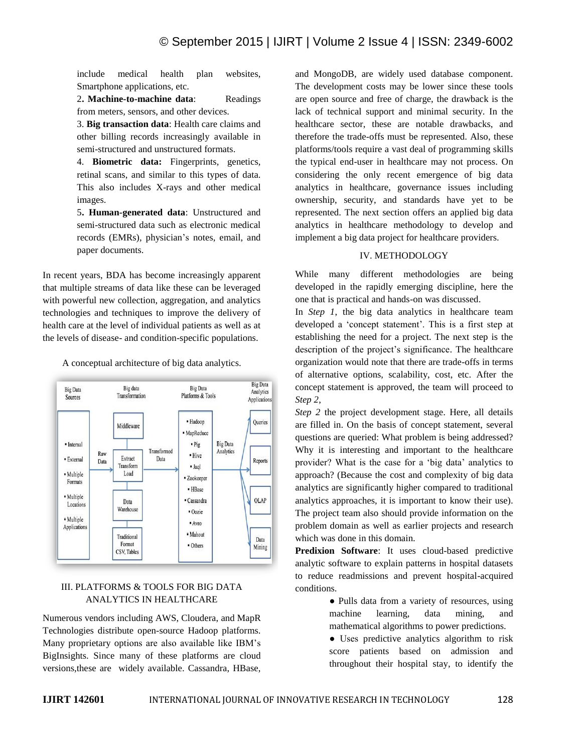include medical health plan websites, Smartphone applications, etc.

2. **Machine-to-machine data**: Readings from meters, sensors, and other devices.

3. **Big transaction data**: Health care claims and other billing records increasingly available in semi-structured and unstructured formats.

4. **Biometric data:** Fingerprints, genetics, retinal scans, and similar to this types of data. This also includes X-rays and other medical images.

5. **Human-generated data**: Unstructured and semi-structured data such as electronic medical records (EMRs), physician's notes, email, and paper documents.

In recent years, BDA has become increasingly apparent that multiple streams of data like these can be leveraged with powerful new collection, aggregation, and analytics technologies and techniques to improve the delivery of health care at the level of individual patients as well as at the levels of disease- and condition-specific populations.

A conceptual architecture of big data analytics.

Big Data Sources: Internal, External, Multiple Formats, Multiple Locations, Multiple Applications → Raw Data → Big data Transformation: Middleware, Extract Transform Load, Data Warehouse, Traditional Format CSV, Tables → Transformed Data → Big Data Platforms & Tools: Hadoop, MapReduce, Pig, Hive, Jaql, Zookeeper, HBase, Cassandra, Oozie, Avro, Mahout, Others → Big Data Analytics → Big Data Analytics Applications: Queries, Reports, OLAP, Data Mining

## III. PLATFORMS & TOOLS FOR BIG DATA ANALYTICS IN HEALTHCARE

Numerous vendors including AWS, Cloudera, and MapR Technologies distribute open-source Hadoop platforms. Many proprietary options are also available like IBM's BigInsights. Since many of these platforms are cloud versions,these are widely available. Cassandra, HBase, and MongoDB, are widely used database component. The development costs may be lower since these tools are open source and free of charge, the drawback is the lack of technical support and minimal security. In the healthcare sector, these are notable drawbacks, and therefore the trade-offs must be represented. Also, these platforms/tools require a vast deal of programming skills the typical end-user in healthcare may not process. On considering the only recent emergence of big data analytics in healthcare, governance issues including ownership, security, and standards have yet to be represented. The next section offers an applied big data analytics in healthcare methodology to develop and implement a big data project for healthcare providers.

## IV. METHODOLOGY

While many different methodologies are being developed in the rapidly emerging discipline, here the one that is practical and hands-on was discussed.

In *Step 1*, the big data analytics in healthcare team developed a 'concept statement'. This is a first step at establishing the need for a project. The next step is the description of the project's significance. The healthcare organization would note that there are trade-offs in terms of alternative options, scalability, cost, etc. After the concept statement is approved, the team will proceed to *Step 2*,

*Step 2* the project development stage. Here, all details are filled in. On the basis of concept statement, several questions are queried: What problem is being addressed? Why it is interesting and important to the healthcare provider? What is the case for a 'big data' analytics to approach? (Because the cost and complexity of big data analytics are significantly higher compared to traditional analytics approaches, it is important to know their use). The project team also should provide information on the problem domain as well as earlier projects and research which was done in this domain.

**Predixion Software**: It uses cloud-based predictive analytic software to explain patterns in hospital datasets to reduce readmissions and prevent hospital-acquired conditions.

- Pulls data from a variety of resources, using machine learning, data mining, and mathematical algorithms to power predictions.
- Uses predictive analytics algorithm to risk score patients based on admission and throughout their hospital stay, to identify the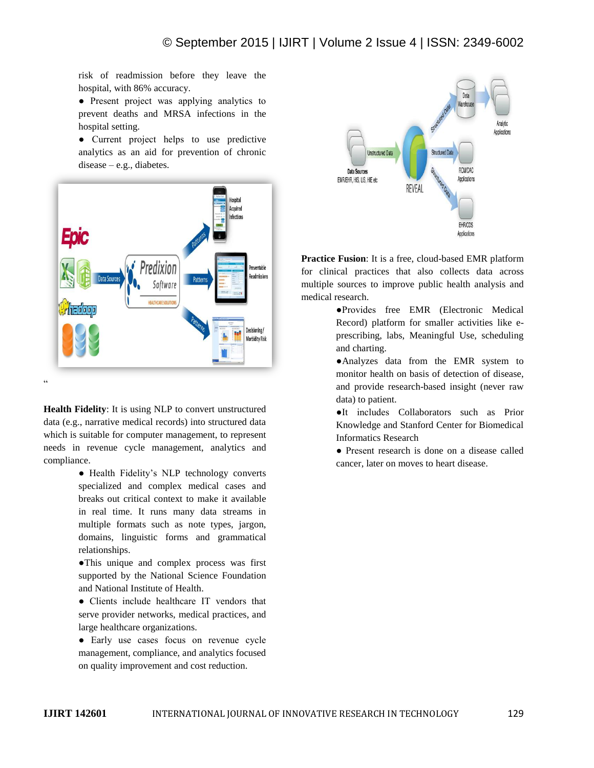risk of readmission before they leave the hospital, with 86% accuracy.

- Present project was applying analytics to prevent deaths and MRSA infections in the hospital setting.
- Current project helps to use predictive analytics as an aid for prevention of chronic disease – e.g., diabetes.

"

**Health Fidelity**: It is using NLP to convert unstructured data (e.g., narrative medical records) into structured data which is suitable for computer management, to represent needs in revenue cycle management, analytics and compliance.

- Health Fidelity's NLP technology converts specialized and complex medical cases and breaks out critical context to make it available in real time. It runs many data streams in multiple formats such as note types, jargon, domains, linguistic forms and grammatical relationships.
- This unique and complex process was first supported by the National Science Foundation and National Institute of Health.
- Clients include healthcare IT vendors that serve provider networks, medical practices, and large healthcare organizations.
- Early use cases focus on revenue cycle management, compliance, and analytics focused on quality improvement and cost reduction.

**Practice Fusion**: It is a free, cloud-based EMR platform for clinical practices that also collects data across multiple sources to improve public health analysis and medical research.

- Provides free EMR (Electronic Medical Record) platform for smaller activities like e-prescribing, labs, Meaningful Use, scheduling and charting.
- Analyzes data from the EMR system to monitor health on basis of detection of disease, and provide research-based insight (never raw data) to patient.
- It includes Collaborators such as Prior Knowledge and Stanford Center for Biomedical Informatics Research
- Present research is done on a disease called cancer, later on moves to heart disease.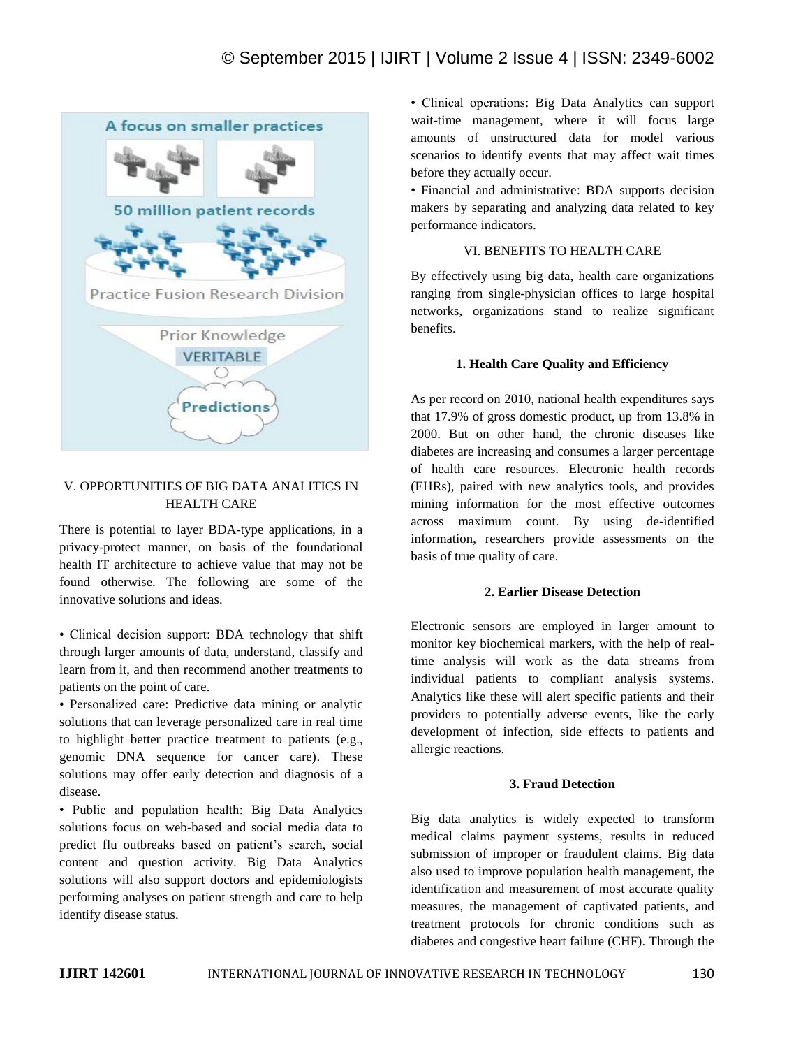## V. OPPORTUNITIES OF BIG DATA ANALITICS IN HEALTH CARE

There is potential to layer BDA-type applications, in a privacy-protect manner, on basis of the foundational health IT architecture to achieve value that may not be found otherwise. The following are some of the innovative solutions and ideas.

- Clinical decision support: BDA technology that shift through larger amounts of data, understand, classify and learn from it, and then recommend another treatments to patients on the point of care.
- Personalized care: Predictive data mining or analytic solutions that can leverage personalized care in real time to highlight better practice treatment to patients (e.g., genomic DNA sequence for cancer care). These solutions may offer early detection and diagnosis of a disease.
- Public and population health: Big Data Analytics solutions focus on web-based and social media data to predict flu outbreaks based on patient's search, social content and question activity. Big Data Analytics solutions will also support doctors and epidemiologists performing analyses on patient strength and care to help identify disease status.
- Clinical operations: Big Data Analytics can support wait-time management, where it will focus large amounts of unstructured data for model various scenarios to identify events that may affect wait times before they actually occur.
- Financial and administrative: BDA supports decision makers by separating and analyzing data related to key performance indicators.

## VI. BENEFITS TO HEALTH CARE

By effectively using big data, health care organizations ranging from single-physician offices to large hospital networks, organizations stand to realize significant benefits.

### 1. Health Care Quality and Efficiency

As per record on 2010, national health expenditures says that 17.9% of gross domestic product, up from 13.8% in 2000. But on other hand, the chronic diseases like diabetes are increasing and consumes a larger percentage of health care resources. Electronic health records (EHRs), paired with new analytics tools, and provides mining information for the most effective outcomes across maximum count. By using de-identified information, researchers provide assessments on the basis of true quality of care.

### 2. Earlier Disease Detection

Electronic sensors are employed in larger amount to monitor key biochemical markers, with the help of real-time analysis will work as the data streams from individual patients to compliant analysis systems. Analytics like these will alert specific patients and their providers to potentially adverse events, like the early development of infection, side effects to patients and allergic reactions.

### 3. Fraud Detection

Big data analytics is widely expected to transform medical claims payment systems, results in reduced submission of improper or fraudulent claims. Big data also used to improve population health management, the identification and measurement of most accurate quality measures, the management of captivated patients, and treatment protocols for chronic conditions such as diabetes and congestive heart failure (CHF). Through the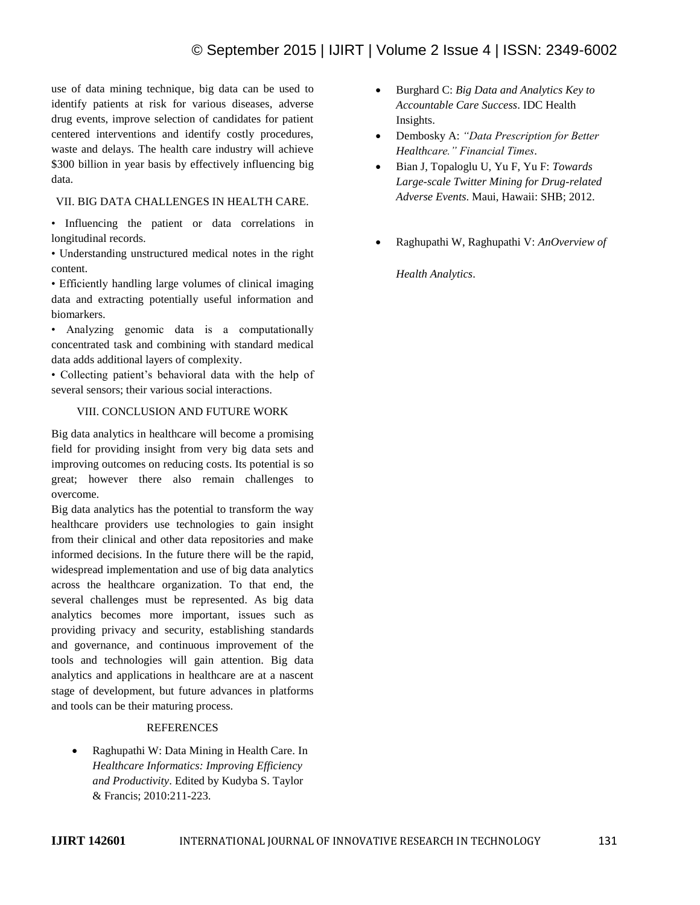use of data mining technique, big data can be used to identify patients at risk for various diseases, adverse drug events, improve selection of candidates for patient centered interventions and identify costly procedures, waste and delays. The health care industry will achieve $300 billion in year basis by effectively influencing big data.

## VII. BIG DATA CHALLENGES IN HEALTH CARE.

• Influencing the patient or data correlations in longitudinal records.

• Understanding unstructured medical notes in the right content.

• Efficiently handling large volumes of clinical imaging data and extracting potentially useful information and biomarkers.

• Analyzing genomic data is a computationally concentrated task and combining with standard medical data adds additional layers of complexity.

• Collecting patient's behavioral data with the help of several sensors; their various social interactions.

## VIII. CONCLUSION AND FUTURE WORK

Big data analytics in healthcare will become a promising field for providing insight from very big data sets and improving outcomes on reducing costs. Its potential is so great; however there also remain challenges to overcome.

Big data analytics has the potential to transform the way healthcare providers use technologies to gain insight from their clinical and other data repositories and make informed decisions. In the future there will be the rapid, widespread implementation and use of big data analytics across the healthcare organization. To that end, the several challenges must be represented. As big data analytics becomes more important, issues such as providing privacy and security, establishing standards and governance, and continuous improvement of the tools and technologies will gain attention. Big data analytics and applications in healthcare are at a nascent stage of development, but future advances in platforms and tools can be their maturing process.

## REFERENCES

- Raghupathi W: Data Mining in Health Care. In *Healthcare Informatics: Improving Efficiency and Productivity*. Edited by Kudyba S. Taylor & Francis; 2010:211-223.
- Burghard C: *Big Data and Analytics Key to Accountable Care Success*. IDC Health Insights.
- Dembosky A: *"Data Prescription for Better Healthcare." Financial Times*.
- Bian J, Topaloglu U, Yu F, Yu F: *Towards Large-scale Twitter Mining for Drug-related Adverse Events*. Maui, Hawaii: SHB; 2012.
- Raghupathi W, Raghupathi V: *AnOverview of Health Analytics*.